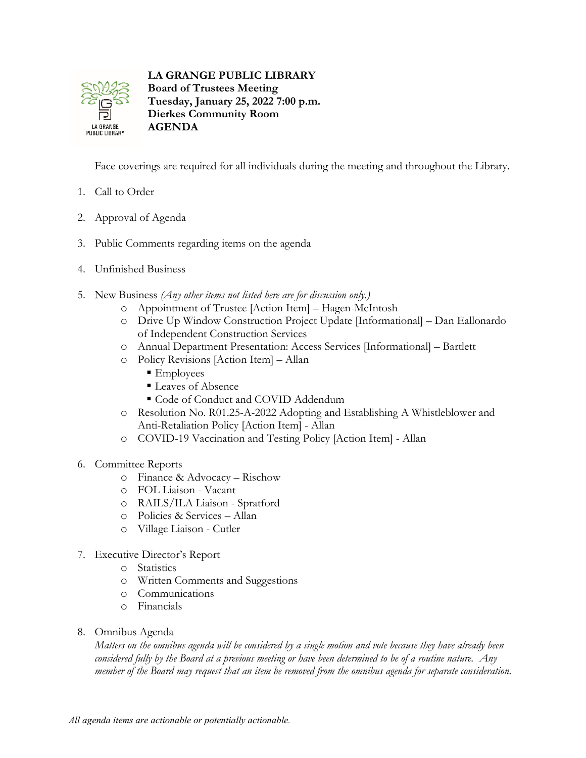**LA GRANGE PUBLIC LIBRARY**
**Board of Trustees Meeting**
**Tuesday, January 25, 2022 7:00 p.m.**
**Dierkes Community Room**
**AGENDA**

Face coverings are required for all individuals during the meeting and throughout the Library.

1. Call to Order
2. Approval of Agenda
3. Public Comments regarding items on the agenda
4. Unfinished Business
5. New Business *(Any other items not listed here are for discussion only.)*
   - Appointment of Trustee [Action Item] – Hagen-McIntosh
   - Drive Up Window Construction Project Update [Informational] – Dan Eallonardo of Independent Construction Services
   - Annual Department Presentation: Access Services [Informational] – Bartlett
   - Policy Revisions [Action Item] – Allan
     - Employees
     - Leaves of Absence
     - Code of Conduct and COVID Addendum
   - Resolution No. R01.25-A-2022 Adopting and Establishing A Whistleblower and Anti-Retaliation Policy [Action Item] - Allan
   - COVID-19 Vaccination and Testing Policy [Action Item] - Allan
6. Committee Reports
   - Finance & Advocacy – Rischow
   - FOL Liaison - Vacant
   - RAILS/ILA Liaison - Spratford
   - Policies & Services – Allan
   - Village Liaison - Cutler
7. Executive Director's Report
   - Statistics
   - Written Comments and Suggestions
   - Communications
   - Financials
8. Omnibus Agenda
   *Matters on the omnibus agenda will be considered by a single motion and vote because they have already been considered fully by the Board at a previous meeting or have been determined to be of a routine nature. Any member of the Board may request that an item be removed from the omnibus agenda for separate consideration.*

*All agenda items are actionable or potentially actionable.*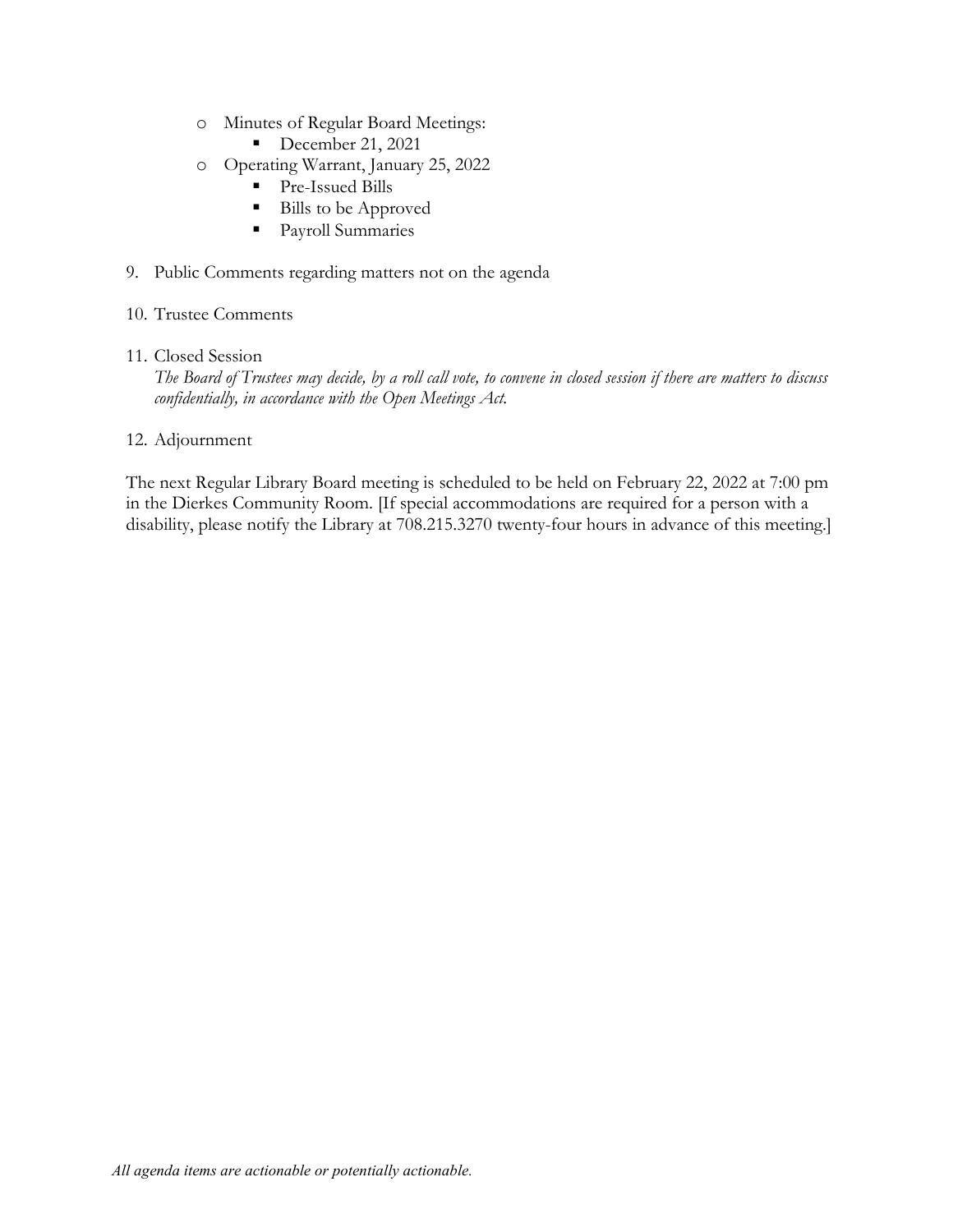- Minutes of Regular Board Meetings:
  - December 21, 2021
- Operating Warrant, January 25, 2022
  - Pre-Issued Bills
  - Bills to be Approved
  - Payroll Summaries

9. Public Comments regarding matters not on the agenda

10. Trustee Comments

11. Closed Session

    *The Board of Trustees may decide, by a roll call vote, to convene in closed session if there are matters to discuss confidentially, in accordance with the Open Meetings Act.*

12. Adjournment

The next Regular Library Board meeting is scheduled to be held on February 22, 2022 at 7:00 pm in the Dierkes Community Room. [If special accommodations are required for a person with a disability, please notify the Library at 708.215.3270 twenty-four hours in advance of this meeting.]

*All agenda items are actionable or potentially actionable.*